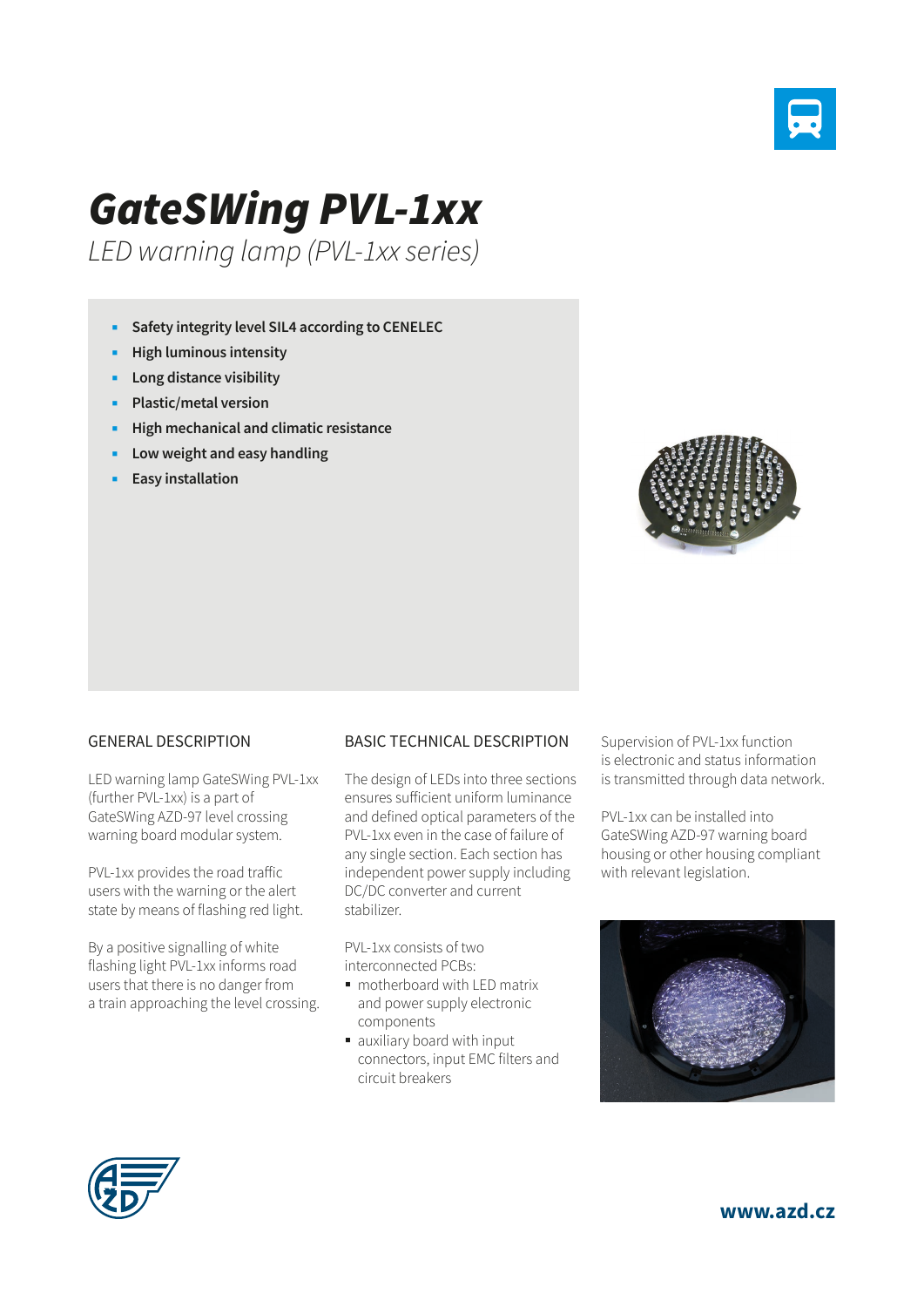# GateSWing PVL-1xx

*LED warning lamp (PVL-1xx series)*

- **Safety integrity level SIL4 according to CENELEC**
- **High luminous intensity**
- **Long distance visibility**
- **Plastic/metal version**
- **High mechanical and climatic resistance**
- **Low weight and easy handling**
- **Easy installation**

## GENERAL DESCRIPTION

LED warning lamp GateSWing PVL-1xx (further PVL-1xx) is a part of GateSWing AZD-97 level crossing warning board modular system.

PVL-1xx provides the road traffic users with the warning or the alert state by means of flashing red light.

By a positive signalling of white flashing light PVL-1xx informs road users that there is no danger from a train approaching the level crossing.

## BASIC TECHNICAL DESCRIPTION

The design of LEDs into three sections ensures sufficient uniform luminance and defined optical parameters of the PVL-1xx even in the case of failure of any single section. Each section has independent power supply including DC/DC converter and current stabilizer.

PVL-1xx consists of two interconnected PCBs:

- motherboard with LED matrix and power supply electronic components
- auxiliary board with input connectors, input EMC filters and circuit breakers

Supervision of PVL-1xx function is electronic and status information is transmitted through data network.

PVL-1xx can be installed into GateSWing AZD-97 warning board housing or other housing compliant with relevant legislation.

**www.azd.cz**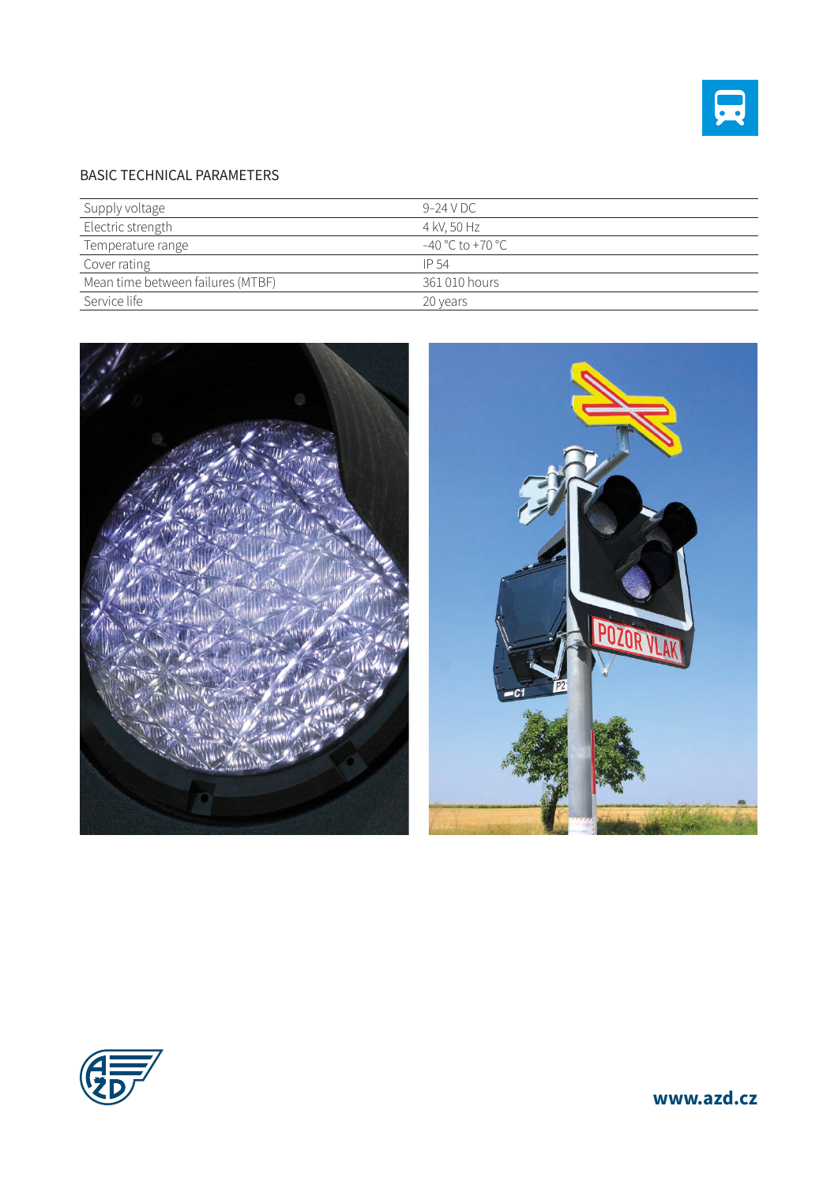## BASIC TECHNICAL PARAMETERS

| | |
|---|---|
| Supply voltage | 9–24 V DC |
| Electric strength | 4 kV, 50 Hz |
| Temperature range | −40 °C to +70 °C |
| Cover rating | IP 54 |
| Mean time between failures (MTBF) | 361 010 hours |
| Service life | 20 years |

www.azd.cz